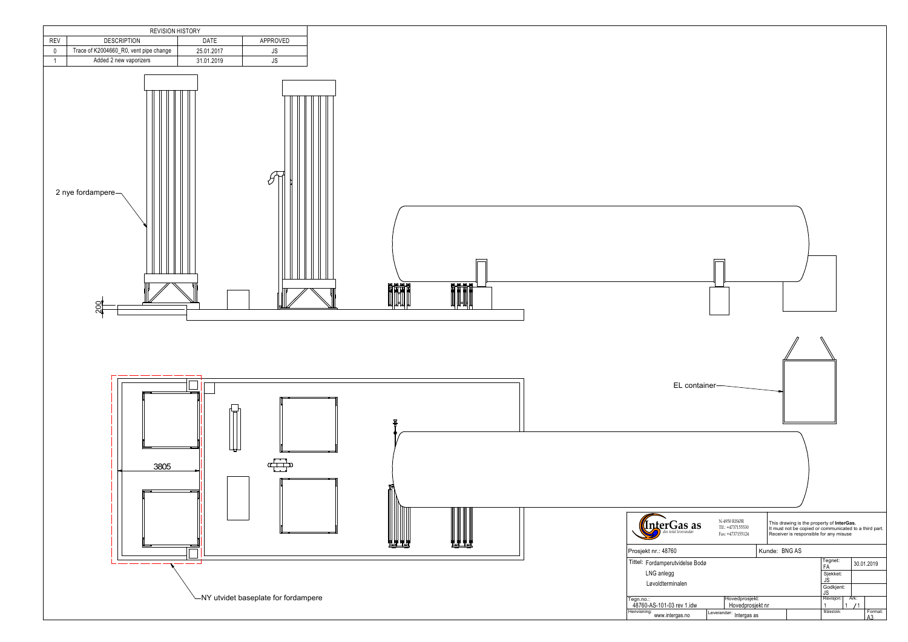| REVISION HISTORY | | | |
|---|---|---|---|
| REV | DESCRIPTION | DATE | APPROVED |
| 0 | Trace of K2004660_R0, vent pipe change | 25.01.2017 | JS |
| 1 | Added 2 new vaporizers | 31.01.2019 | JS |

2 nye fordampere

200

EL container

3805

NY utvidet baseplate for fordampere

**InterGas as** — din total leverandør

N-4950 RISØR
Tlf.: +4737155530
Fax: +4737155124

This drawing is the property of **InterGas.** It must not be copied or communicated to a third part. Receiver is responsible for any misuse

| | | | |
|---|---|---|---|
| Prosjekt nr.: 48760 | Kunde: BNG AS | | |
| Tittel: Fordamperutvidelse Bodø<br>LNG anlegg<br>Løvoldterminalen | | Tegnet: FA | 30.01.2019 |
| | | Sjekket: JS | |
| | | Godkjent: JS | |
| Tegn.no.: 48760-AS-101-03 rev 1.idw | Hovedprosjekt: Hovedprosjekt nr | Revisjon: 1 | Ark: 1 / 1 |
| Henvisning: www.intergas.no | Leverandør: Intergas as | Målestokk: | Format: A3 |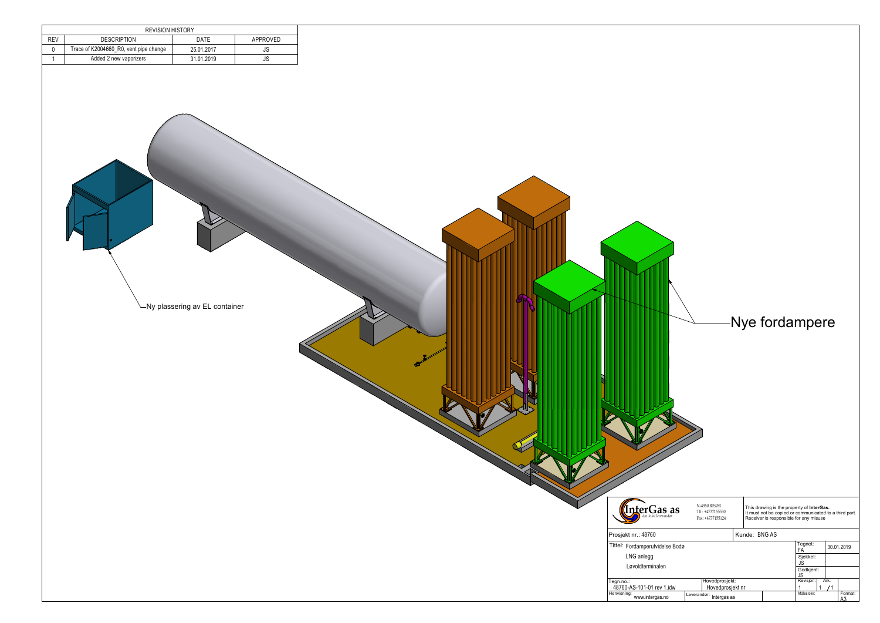| REVISION HISTORY | | | |
|---|---|---|---|
| REV | DESCRIPTION | DATE | APPROVED |
| 0 | Trace of K2004660_R0, vent pipe change | 25.01.2017 | JS |
| 1 | Added 2 new vaporizers | 31.01.2019 | JS |

Ny plassering av EL container

Nye fordampere

InterGas as
din total leverandør

N-4950 RISØR
Tlf.: +4737155530
Fax: +4737155124

This drawing is the property of **InterGas.**
It must not be copied or communicated to a third part.
Receiver is responsible for any misuse

| | | | | |
|---|---|---|---|---|
| Prosjekt nr.: 48760 | | Kunde: BNG AS | | |
| Tittel: Fordamperutvidelse Bodø<br>LNG anlegg<br>Løvoldterminalen | | | Tegnet: FA | 30.01.2019 |
| | | | Sjekket: JS | |
| | | | Godkjent: JS | |
| Tegn.no.: 48760-AS-101-01 rev 1.idw | Hovedprosjekt: Hovedprosjekt nr | | Revisjon: 1 | Ark: 1 / 1 |
| Henvisning: www.intergas.no | Leverandør: Intergas as | | Målestokk: | Format: A3 |